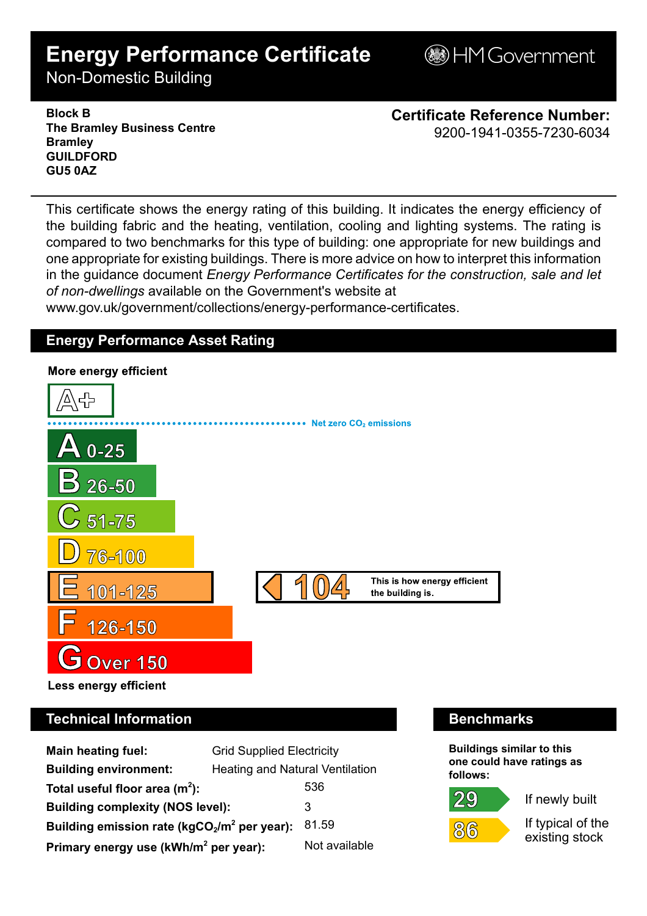# Energy Performance Certificate

Non-Domestic Building

HM Government

**Block B**
**The Bramley Business Centre**
**Bramley**
**GUILDFORD**
**GU5 0AZ**

**Certificate Reference Number:**
9200-1941-0355-7230-6034

This certificate shows the energy rating of this building. It indicates the energy efficiency of the building fabric and the heating, ventilation, cooling and lighting systems. The rating is compared to two benchmarks for this type of building: one appropriate for new buildings and one appropriate for existing buildings. There is more advice on how to interpret this information in the guidance document *Energy Performance Certificates for the construction, sale and let of non-dwellings* available on the Government's website at www.gov.uk/government/collections/energy-performance-certificates.

## Energy Performance Asset Rating

**More energy efficient**

- A+
- Net zero $CO_2$ emissions
- A 0-25
- B 26-50
- C 51-75
- D 76-100
- E 101-125
- F 126-150
- G Over 150

**104** — This is how energy efficient the building is.

**Less energy efficient**

## Technical Information

| | |
|---|---|
| **Main heating fuel:** | Grid Supplied Electricity |
| **Building environment:** | Heating and Natural Ventilation |
| **Total useful floor area ($m^2$):** | 536 |
| **Building complexity (NOS level):** | 3 |
| **Building emission rate ($kgCO_2/m^2$ per year):** | 81.59 |
| **Primary energy use ($kWh/m^2$ per year):** | Not available |

## Benchmarks

**Buildings similar to this one could have ratings as follows:**

| | |
|---|---|
| 29 | If newly built |
| 86 | If typical of the existing stock |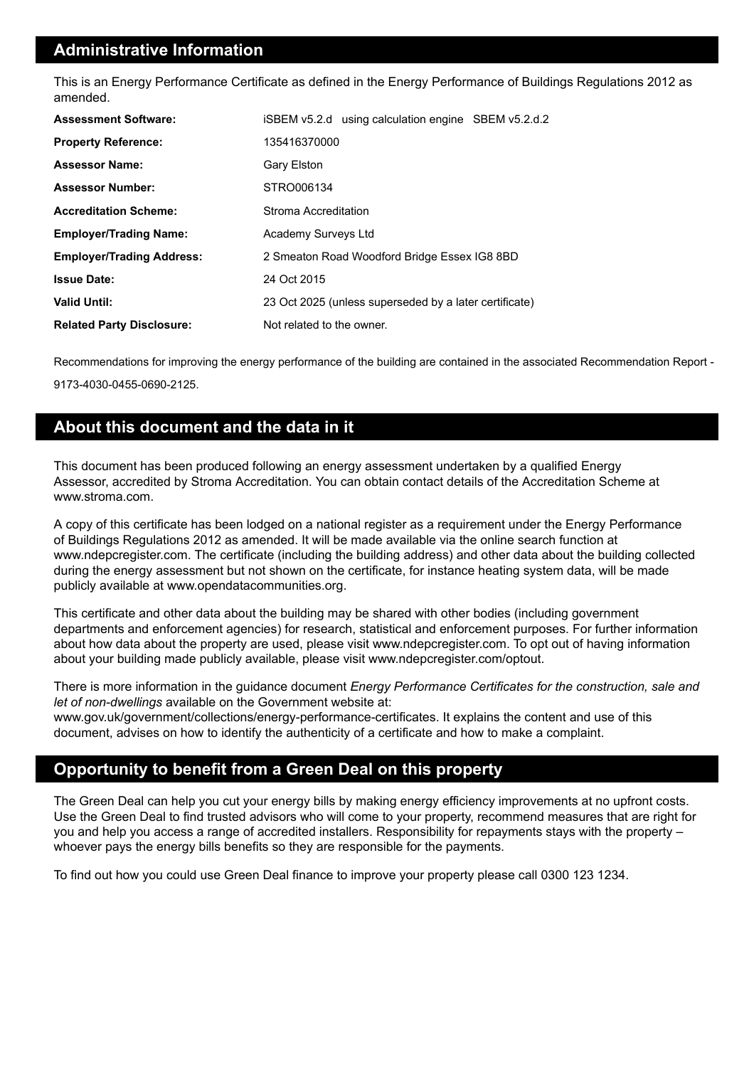## Administrative Information

This is an Energy Performance Certificate as defined in the Energy Performance of Buildings Regulations 2012 as amended.

| | |
|---|---|
| **Assessment Software:** | iSBEM v5.2.d using calculation engine SBEM v5.2.d.2 |
| **Property Reference:** | 135416370000 |
| **Assessor Name:** | Gary Elston |
| **Assessor Number:** | STRO006134 |
| **Accreditation Scheme:** | Stroma Accreditation |
| **Employer/Trading Name:** | Academy Surveys Ltd |
| **Employer/Trading Address:** | 2 Smeaton Road Woodford Bridge Essex IG8 8BD |
| **Issue Date:** | 24 Oct 2015 |
| **Valid Until:** | 23 Oct 2025 (unless superseded by a later certificate) |
| **Related Party Disclosure:** | Not related to the owner. |

Recommendations for improving the energy performance of the building are contained in the associated Recommendation Report - 9173-4030-0455-0690-2125.

## About this document and the data in it

This document has been produced following an energy assessment undertaken by a qualified Energy Assessor, accredited by Stroma Accreditation. You can obtain contact details of the Accreditation Scheme at www.stroma.com.

A copy of this certificate has been lodged on a national register as a requirement under the Energy Performance of Buildings Regulations 2012 as amended. It will be made available via the online search function at www.ndepcregister.com. The certificate (including the building address) and other data about the building collected during the energy assessment but not shown on the certificate, for instance heating system data, will be made publicly available at www.opendatacommunities.org.

This certificate and other data about the building may be shared with other bodies (including government departments and enforcement agencies) for research, statistical and enforcement purposes. For further information about how data about the property are used, please visit www.ndepcregister.com. To opt out of having information about your building made publicly available, please visit www.ndepcregister.com/optout.

There is more information in the guidance document *Energy Performance Certificates for the construction, sale and let of non-dwellings* available on the Government website at:
www.gov.uk/government/collections/energy-performance-certificates. It explains the content and use of this document, advises on how to identify the authenticity of a certificate and how to make a complaint.

## Opportunity to benefit from a Green Deal on this property

The Green Deal can help you cut your energy bills by making energy efficiency improvements at no upfront costs. Use the Green Deal to find trusted advisors who will come to your property, recommend measures that are right for you and help you access a range of accredited installers. Responsibility for repayments stays with the property – whoever pays the energy bills benefits so they are responsible for the payments.

To find out how you could use Green Deal finance to improve your property please call 0300 123 1234.